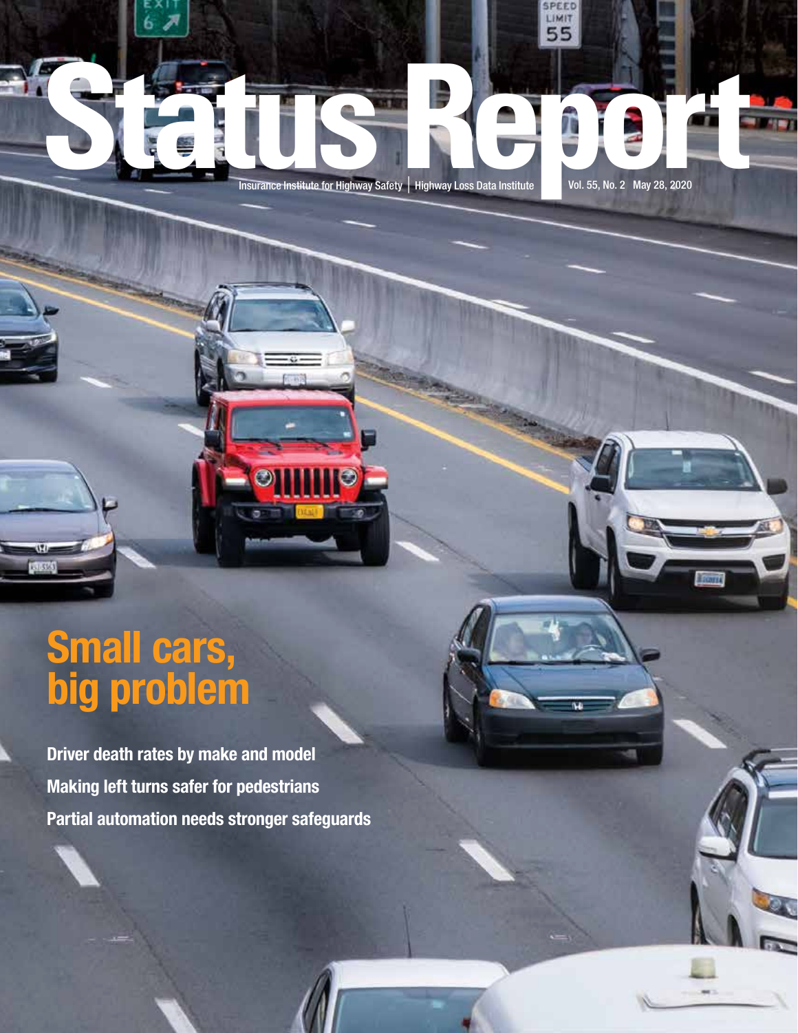# Status Report

Insurance Institute for Highway Safety | Highway Loss Data Institute

Vol. 55, No. 2 May 28, 2020

## Small cars, big problem

**Driver death rates by make and model**

**Making left turns safer for pedestrians**

**Partial automation needs stronger safeguards**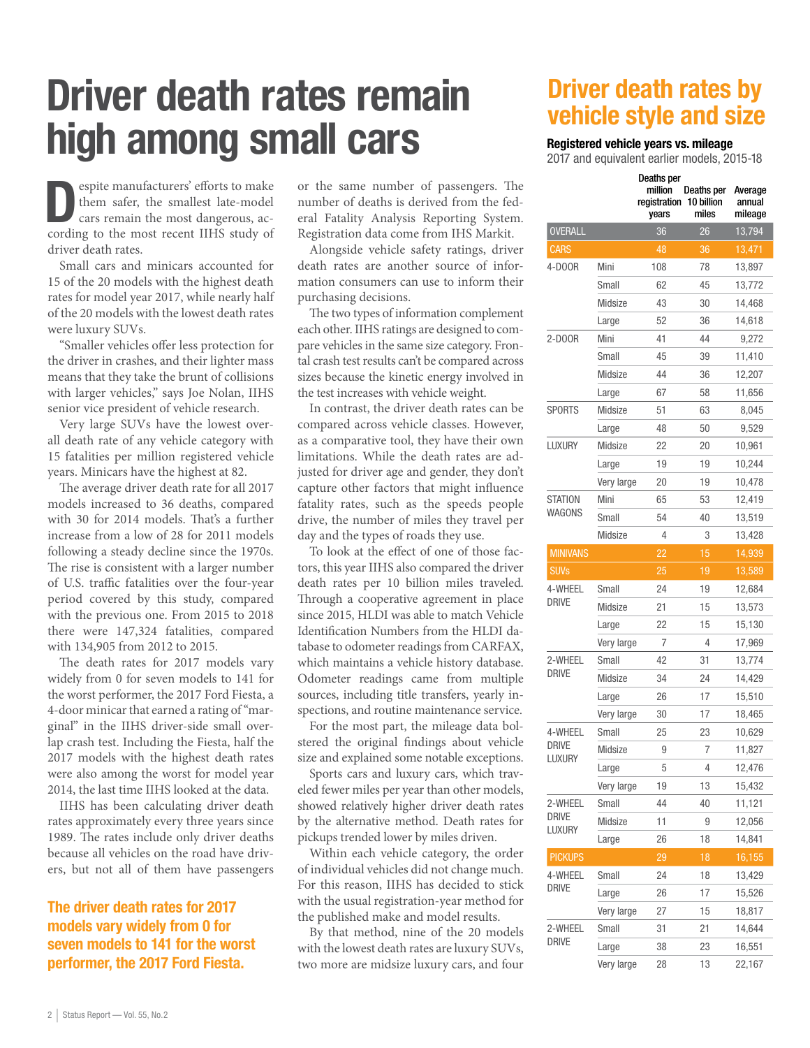# Driver death rates remain high among small cars

Despite manufacturers' efforts to make them safer, the smallest late-model cars remain the most dangerous, according to the most recent IIHS study of driver death rates.

Small cars and minicars accounted for 15 of the 20 models with the highest death rates for model year 2017, while nearly half of the 20 models with the lowest death rates were luxury SUVs.

"Smaller vehicles offer less protection for the driver in crashes, and their lighter mass means that they take the brunt of collisions with larger vehicles," says Joe Nolan, IIHS senior vice president of vehicle research.

Very large SUVs have the lowest overall death rate of any vehicle category with 15 fatalities per million registered vehicle years. Minicars have the highest at 82.

The average driver death rate for all 2017 models increased to 36 deaths, compared with 30 for 2014 models. That's a further increase from a low of 28 for 2011 models following a steady decline since the 1970s. The rise is consistent with a larger number of U.S. traffic fatalities over the four-year period covered by this study, compared with the previous one. From 2015 to 2018 there were 147,324 fatalities, compared with 134,905 from 2012 to 2015.

The death rates for 2017 models vary widely from 0 for seven models to 141 for the worst performer, the 2017 Ford Fiesta, a 4-door minicar that earned a rating of "marginal" in the IIHS driver-side small overlap crash test. Including the Fiesta, half the 2017 models with the highest death rates were also among the worst for model year 2014, the last time IIHS looked at the data.

IIHS has been calculating driver death rates approximately every three years since 1989. The rates include only driver deaths because all vehicles on the road have drivers, but not all of them have passengers or the same number of passengers. The number of deaths is derived from the federal Fatality Analysis Reporting System. Registration data come from IHS Markit.

Alongside vehicle safety ratings, driver death rates are another source of information consumers can use to inform their purchasing decisions.

The two types of information complement each other. IIHS ratings are designed to compare vehicles in the same size category. Frontal crash test results can't be compared across sizes because the kinetic energy involved in the test increases with vehicle weight.

In contrast, the driver death rates can be compared across vehicle classes. However, as a comparative tool, they have their own limitations. While the death rates are adjusted for driver age and gender, they don't capture other factors that might influence fatality rates, such as the speeds people drive, the number of miles they travel per day and the types of roads they use.

To look at the effect of one of those factors, this year IIHS also compared the driver death rates per 10 billion miles traveled. Through a cooperative agreement in place since 2015, HLDI was able to match Vehicle Identification Numbers from the HLDI database to odometer readings from CARFAX, which maintains a vehicle history database. Odometer readings came from multiple sources, including title transfers, yearly inspections, and routine maintenance service.

For the most part, the mileage data bolstered the original findings about vehicle size and explained some notable exceptions.

Sports cars and luxury cars, which traveled fewer miles per year than other models, showed relatively higher driver death rates by the alternative method. Death rates for pickups trended lower by miles driven.

Within each vehicle category, the order of individual vehicles did not change much. For this reason, IIHS has decided to stick with the usual registration-year method for the published make and model results.

By that method, nine of the 20 models with the lowest death rates are luxury SUVs, two more are midsize luxury cars, and four

**The driver death rates for 2017 models vary widely from 0 for seven models to 141 for the worst performer, the 2017 Ford Fiesta.**

## Driver death rates by vehicle style and size

**Registered vehicle years vs. mileage**

2017 and equivalent earlier models, 2015-18

| | | Deaths per million registration years | Deaths per 10 billion miles | Average annual mileage |
|---|---|---|---|---|
| OVERALL | | 36 | 26 | 13,794 |
| CARS | | 48 | 36 | 13,471 |
| 4-DOOR | Mini | 108 | 78 | 13,897 |
| | Small | 62 | 45 | 13,772 |
| | Midsize | 43 | 30 | 14,468 |
| | Large | 52 | 36 | 14,618 |
| 2-DOOR | Mini | 41 | 44 | 9,272 |
| | Small | 45 | 39 | 11,410 |
| | Midsize | 44 | 36 | 12,207 |
| | Large | 67 | 58 | 11,656 |
| SPORTS | Midsize | 51 | 63 | 8,045 |
| | Large | 48 | 50 | 9,529 |
| LUXURY | Midsize | 22 | 20 | 10,961 |
| | Large | 19 | 19 | 10,244 |
| | Very large | 20 | 19 | 10,478 |
| STATION WAGONS | Mini | 65 | 53 | 12,419 |
| | Small | 54 | 40 | 13,519 |
| | Midsize | 4 | 3 | 13,428 |
| MINIVANS | | 22 | 15 | 14,939 |
| SUVs | | 25 | 19 | 13,589 |
| 4-WHEEL DRIVE | Small | 24 | 19 | 12,684 |
| | Midsize | 21 | 15 | 13,573 |
| | Large | 22 | 15 | 15,130 |
| | Very large | 7 | 4 | 17,969 |
| 2-WHEEL DRIVE | Small | 42 | 31 | 13,774 |
| | Midsize | 34 | 24 | 14,429 |
| | Large | 26 | 17 | 15,510 |
| | Very large | 30 | 17 | 18,465 |
| 4-WHEEL DRIVE LUXURY | Small | 25 | 23 | 10,629 |
| | Midsize | 9 | 7 | 11,827 |
| | Large | 5 | 4 | 12,476 |
| | Very large | 19 | 13 | 15,432 |
| 2-WHEEL DRIVE LUXURY | Small | 44 | 40 | 11,121 |
| | Midsize | 11 | 9 | 12,056 |
| | Large | 26 | 18 | 14,841 |
| PICKUPS | | 29 | 18 | 16,155 |
| 4-WHEEL DRIVE | Small | 24 | 18 | 13,429 |
| | Large | 26 | 17 | 15,526 |
| | Very large | 27 | 15 | 18,817 |
| 2-WHEEL DRIVE | Small | 31 | 21 | 14,644 |
| | Large | 38 | 23 | 16,551 |
| | Very large | 28 | 13 | 22,167 |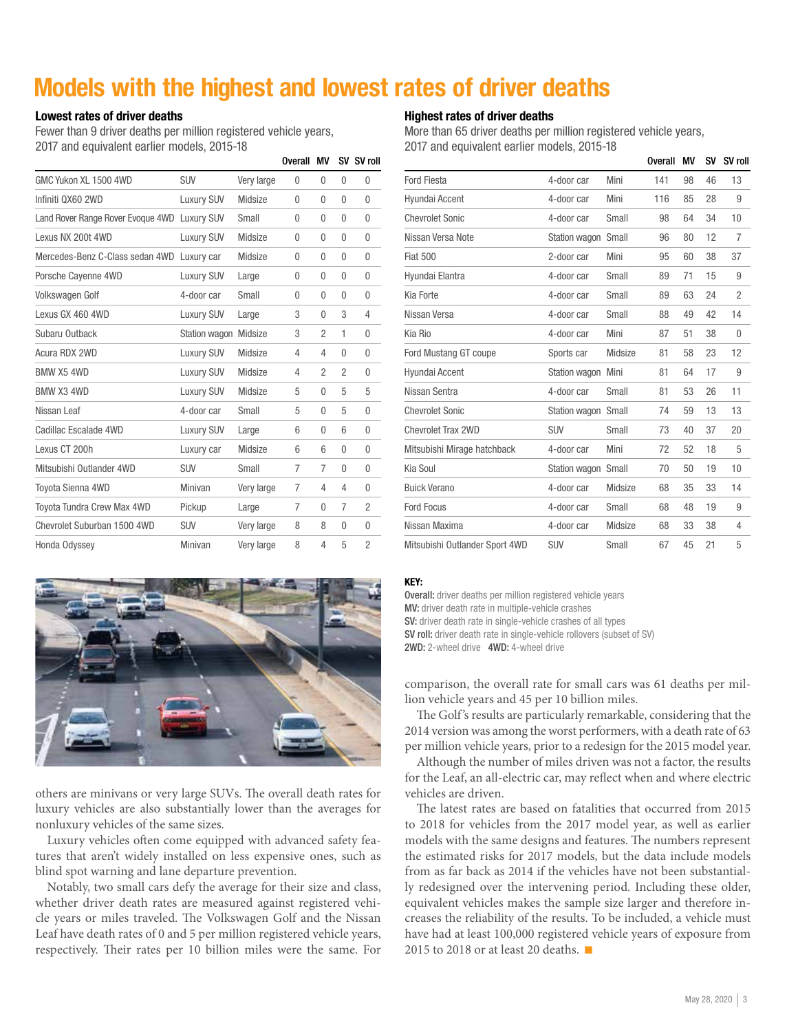# Models with the highest and lowest rates of driver deaths

## Lowest rates of driver deaths

Fewer than 9 driver deaths per million registered vehicle years, 2017 and equivalent earlier models, 2015-18

| | | | Overall | MV | SV | SV roll |
|---|---|---|---|---|---|---|
| GMC Yukon XL 1500 4WD | SUV | Very large | 0 | 0 | 0 | 0 |
| Infiniti QX60 2WD | Luxury SUV | Midsize | 0 | 0 | 0 | 0 |
| Land Rover Range Rover Evoque 4WD | Luxury SUV | Small | 0 | 0 | 0 | 0 |
| Lexus NX 200t 4WD | Luxury SUV | Midsize | 0 | 0 | 0 | 0 |
| Mercedes-Benz C-Class sedan 4WD | Luxury car | Midsize | 0 | 0 | 0 | 0 |
| Porsche Cayenne 4WD | Luxury SUV | Large | 0 | 0 | 0 | 0 |
| Volkswagen Golf | 4-door car | Small | 0 | 0 | 0 | 0 |
| Lexus GX 460 4WD | Luxury SUV | Large | 3 | 0 | 3 | 4 |
| Subaru Outback | Station wagon | Midsize | 3 | 2 | 1 | 0 |
| Acura RDX 2WD | Luxury SUV | Midsize | 4 | 4 | 0 | 0 |
| BMW X5 4WD | Luxury SUV | Midsize | 4 | 2 | 2 | 0 |
| BMW X3 4WD | Luxury SUV | Midsize | 5 | 0 | 5 | 5 |
| Nissan Leaf | 4-door car | Small | 5 | 0 | 5 | 0 |
| Cadillac Escalade 4WD | Luxury SUV | Large | 6 | 0 | 6 | 0 |
| Lexus CT 200h | Luxury car | Midsize | 6 | 6 | 0 | 0 |
| Mitsubishi Outlander 4WD | SUV | Small | 7 | 7 | 0 | 0 |
| Toyota Sienna 4WD | Minivan | Very large | 7 | 4 | 4 | 0 |
| Toyota Tundra Crew Max 4WD | Pickup | Large | 7 | 0 | 7 | 2 |
| Chevrolet Suburban 1500 4WD | SUV | Very large | 8 | 8 | 0 | 0 |
| Honda Odyssey | Minivan | Very large | 8 | 4 | 5 | 2 |

## Highest rates of driver deaths

More than 65 driver deaths per million registered vehicle years, 2017 and equivalent earlier models, 2015-18

| | | | Overall | MV | SV | SV roll |
|---|---|---|---|---|---|---|
| Ford Fiesta | 4-door car | Mini | 141 | 98 | 46 | 13 |
| Hyundai Accent | 4-door car | Mini | 116 | 85 | 28 | 9 |
| Chevrolet Sonic | 4-door car | Small | 98 | 64 | 34 | 10 |
| Nissan Versa Note | Station wagon | Small | 96 | 80 | 12 | 7 |
| Fiat 500 | 2-door car | Mini | 95 | 60 | 38 | 37 |
| Hyundai Elantra | 4-door car | Small | 89 | 71 | 15 | 9 |
| Kia Forte | 4-door car | Small | 89 | 63 | 24 | 2 |
| Nissan Versa | 4-door car | Small | 88 | 49 | 42 | 14 |
| Kia Rio | 4-door car | Mini | 87 | 51 | 38 | 0 |
| Ford Mustang GT coupe | Sports car | Midsize | 81 | 58 | 23 | 12 |
| Hyundai Accent | Station wagon | Mini | 81 | 64 | 17 | 9 |
| Nissan Sentra | 4-door car | Small | 81 | 53 | 26 | 11 |
| Chevrolet Sonic | Station wagon | Small | 74 | 59 | 13 | 13 |
| Chevrolet Trax 2WD | SUV | Small | 73 | 40 | 37 | 20 |
| Mitsubishi Mirage hatchback | 4-door car | Mini | 72 | 52 | 18 | 5 |
| Kia Soul | Station wagon | Small | 70 | 50 | 19 | 10 |
| Buick Verano | 4-door car | Midsize | 68 | 35 | 33 | 14 |
| Ford Focus | 4-door car | Small | 68 | 48 | 19 | 9 |
| Nissan Maxima | 4-door car | Midsize | 68 | 33 | 38 | 4 |
| Mitsubishi Outlander Sport 4WD | SUV | Small | 67 | 45 | 21 | 5 |

**KEY:**
**Overall:** driver deaths per million registered vehicle years
**MV:** driver death rate in multiple-vehicle crashes
**SV:** driver death rate in single-vehicle crashes of all types
**SV roll:** driver death rate in single-vehicle rollovers (subset of SV)
**2WD:** 2-wheel drive **4WD:** 4-wheel drive

others are minivans or very large SUVs. The overall death rates for luxury vehicles are also substantially lower than the averages for nonluxury vehicles of the same sizes.

Luxury vehicles often come equipped with advanced safety features that aren't widely installed on less expensive ones, such as blind spot warning and lane departure prevention.

Notably, two small cars defy the average for their size and class, whether driver death rates are measured against registered vehicle years or miles traveled. The Volkswagen Golf and the Nissan Leaf have death rates of 0 and 5 per million registered vehicle years, respectively. Their rates per 10 billion miles were the same. For comparison, the overall rate for small cars was 61 deaths per million vehicle years and 45 per 10 billion miles.

The Golf's results are particularly remarkable, considering that the 2014 version was among the worst performers, with a death rate of 63 per million vehicle years, prior to a redesign for the 2015 model year.

Although the number of miles driven was not a factor, the results for the Leaf, an all-electric car, may reflect when and where electric vehicles are driven.

The latest rates are based on fatalities that occurred from 2015 to 2018 for vehicles from the 2017 model year, as well as earlier models with the same designs and features. The numbers represent the estimated risks for 2017 models, but the data include models from as far back as 2014 if the vehicles have not been substantially redesigned over the intervening period. Including these older, equivalent vehicles makes the sample size larger and therefore increases the reliability of the results. To be included, a vehicle must have had at least 100,000 registered vehicle years of exposure from 2015 to 2018 or at least 20 deaths. ■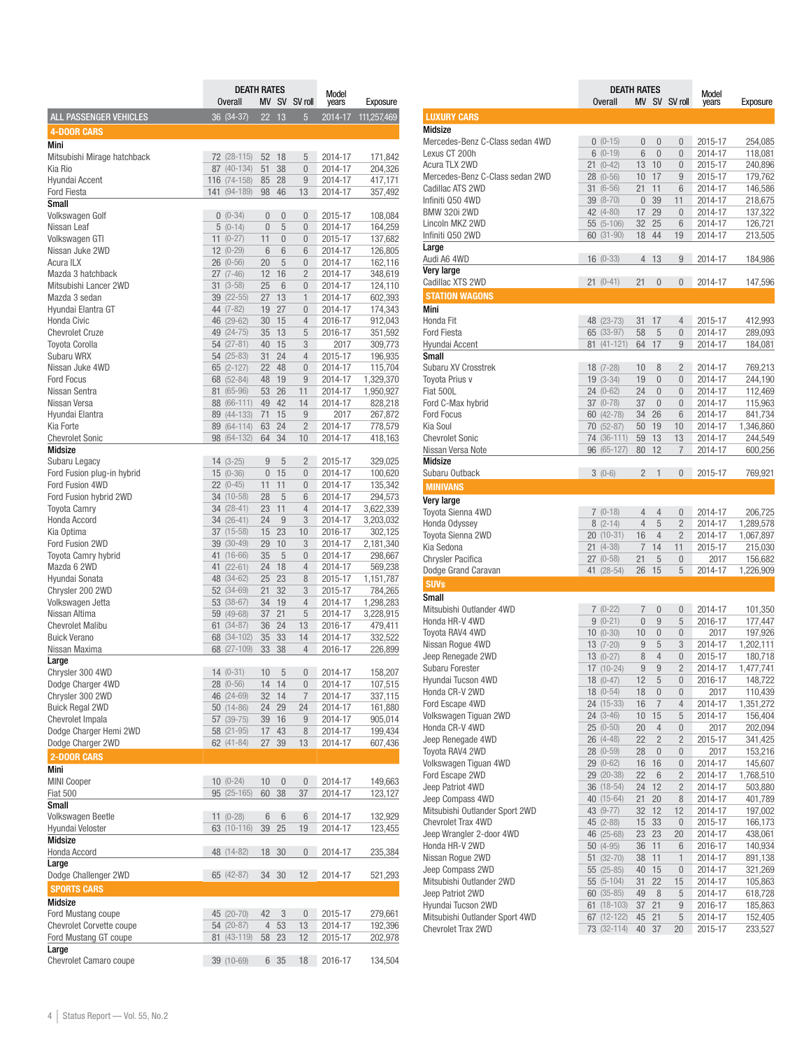| | DEATH RATES | | | | Model years | Exposure |
|---|---|---|---|---|---|---|
| | Overall | MV | SV | SV roll | | |
| **ALL PASSENGER VEHICLES** | 36 (34-37) | 22 | 13 | 5 | 2014-17 | 111,257,469 |
| **4-DOOR CARS** | | | | | | |
| **Mini** | | | | | | |
| Mitsubishi Mirage hatchback | 72 (28-115) | 52 | 18 | 5 | 2014-17 | 171,842 |
| Kia Rio | 87 (40-134) | 51 | 38 | 0 | 2014-17 | 204,326 |
| Hyundai Accent | 116 (74-158) | 85 | 28 | 9 | 2014-17 | 417,171 |
| Ford Fiesta | 141 (94-189) | 98 | 46 | 13 | 2014-17 | 357,492 |
| **Small** | | | | | | |
| Volkswagen Golf | 0 (0-34) | 0 | 0 | 0 | 2015-17 | 108,084 |
| Nissan Leaf | 5 (0-14) | 0 | 5 | 0 | 2014-17 | 164,259 |
| Volkswagen GTI | 11 (0-27) | 11 | 0 | 0 | 2015-17 | 137,682 |
| Nissan Juke 2WD | 12 (0-29) | 6 | 6 | 6 | 2014-17 | 126,805 |
| Acura ILX | 26 (0-56) | 20 | 5 | 0 | 2014-17 | 162,116 |
| Mazda 3 hatchback | 27 (7-46) | 12 | 16 | 2 | 2014-17 | 348,619 |
| Mitsubishi Lancer 2WD | 31 (3-58) | 25 | 6 | 0 | 2014-17 | 124,110 |
| Mazda 3 sedan | 39 (22-55) | 27 | 13 | 1 | 2014-17 | 602,393 |
| Hyundai Elantra GT | 44 (7-82) | 19 | 27 | 0 | 2014-17 | 174,343 |
| Honda Civic | 46 (29-62) | 30 | 15 | 4 | 2016-17 | 912,043 |
| Chevrolet Cruze | 49 (24-75) | 35 | 13 | 5 | 2016-17 | 351,592 |
| Toyota Corolla | 54 (27-81) | 40 | 15 | 3 | 2017 | 309,773 |
| Subaru WRX | 54 (25-83) | 31 | 24 | 4 | 2015-17 | 196,935 |
| Nissan Juke 4WD | 65 (2-127) | 22 | 48 | 0 | 2014-17 | 115,704 |
| Ford Focus | 68 (52-84) | 48 | 19 | 9 | 2014-17 | 1,329,370 |
| Nissan Sentra | 81 (65-96) | 53 | 26 | 11 | 2014-17 | 1,950,927 |
| Nissan Versa | 88 (66-111) | 49 | 42 | 14 | 2014-17 | 828,218 |
| Hyundai Elantra | 89 (44-133) | 71 | 15 | 9 | 2017 | 267,872 |
| Kia Forte | 89 (64-114) | 63 | 24 | 2 | 2014-17 | 778,579 |
| Chevrolet Sonic | 98 (64-132) | 64 | 34 | 10 | 2014-17 | 418,163 |
| **Midsize** | | | | | | |
| Subaru Legacy | 14 (3-25) | 9 | 5 | 2 | 2015-17 | 329,025 |
| Ford Fusion plug-in hybrid | 15 (0-36) | 0 | 15 | 0 | 2014-17 | 100,620 |
| Ford Fusion 4WD | 22 (0-45) | 11 | 11 | 0 | 2014-17 | 135,342 |
| Ford Fusion hybrid 2WD | 34 (10-58) | 28 | 5 | 6 | 2014-17 | 294,573 |
| Toyota Camry | 34 (28-41) | 23 | 11 | 4 | 2014-17 | 3,622,339 |
| Honda Accord | 34 (26-41) | 24 | 9 | 3 | 2014-17 | 3,203,032 |
| Kia Optima | 37 (15-58) | 15 | 23 | 10 | 2016-17 | 302,125 |
| Ford Fusion 2WD | 39 (30-49) | 29 | 10 | 3 | 2014-17 | 2,181,340 |
| Toyota Camry hybrid | 41 (16-66) | 35 | 5 | 0 | 2014-17 | 298,667 |
| Mazda 6 2WD | 41 (22-61) | 24 | 18 | 4 | 2014-17 | 569,238 |
| Hyundai Sonata | 48 (34-62) | 25 | 23 | 8 | 2015-17 | 1,151,787 |
| Chrysler 200 2WD | 52 (34-69) | 21 | 32 | 3 | 2015-17 | 784,265 |
| Volkswagen Jetta | 53 (38-67) | 34 | 19 | 4 | 2014-17 | 1,298,283 |
| Nissan Altima | 59 (49-68) | 37 | 21 | 5 | 2014-17 | 3,228,915 |
| Chevrolet Malibu | 61 (34-87) | 36 | 24 | 13 | 2016-17 | 479,411 |
| Buick Verano | 68 (34-102) | 35 | 33 | 14 | 2014-17 | 332,522 |
| Nissan Maxima | 68 (27-109) | 33 | 38 | 4 | 2016-17 | 226,899 |
| **Large** | | | | | | |
| Chrysler 300 4WD | 14 (0-31) | 10 | 5 | 0 | 2014-17 | 158,207 |
| Dodge Charger 4WD | 28 (0-56) | 14 | 14 | 0 | 2014-17 | 107,515 |
| Chrysler 300 2WD | 46 (24-69) | 32 | 14 | 7 | 2014-17 | 337,115 |
| Buick Regal 2WD | 50 (14-86) | 24 | 29 | 24 | 2014-17 | 161,880 |
| Chevrolet Impala | 57 (39-75) | 39 | 16 | 9 | 2014-17 | 905,014 |
| Dodge Charger Hemi 2WD | 58 (21-95) | 17 | 43 | 8 | 2014-17 | 199,434 |
| Dodge Charger 2WD | 62 (41-84) | 27 | 39 | 13 | 2014-17 | 607,436 |
| **2-DOOR CARS** | | | | | | |
| **Mini** | | | | | | |
| MINI Cooper | 10 (0-24) | 10 | 0 | 0 | 2014-17 | 149,663 |
| Fiat 500 | 95 (25-165) | 60 | 38 | 37 | 2014-17 | 123,127 |
| **Small** | | | | | | |
| Volkswagen Beetle | 11 (0-28) | 6 | 6 | 6 | 2014-17 | 132,929 |
| Hyundai Veloster | 63 (10-116) | 39 | 25 | 19 | 2014-17 | 123,455 |
| **Midsize** | | | | | | |
| Honda Accord | 48 (14-82) | 18 | 30 | 0 | 2014-17 | 235,384 |
| **Large** | | | | | | |
| Dodge Challenger 2WD | 65 (42-87) | 34 | 30 | 12 | 2014-17 | 521,293 |
| **SPORTS CARS** | | | | | | |
| **Midsize** | | | | | | |
| Ford Mustang coupe | 45 (20-70) | 42 | 3 | 0 | 2015-17 | 279,661 |
| Chevrolet Corvette coupe | 54 (20-87) | 4 | 53 | 13 | 2014-17 | 192,396 |
| Ford Mustang GT coupe | 81 (43-119) | 58 | 23 | 12 | 2015-17 | 202,978 |
| **Large** | | | | | | |
| Chevrolet Camaro coupe | 39 (10-69) | 6 | 35 | 18 | 2016-17 | 134,504 |

| | DEATH RATES | | | | Model years | Exposure |
|---|---|---|---|---|---|---|
| | Overall | MV | SV | SV roll | | |
| **LUXURY CARS** | | | | | | |
| **Midsize** | | | | | | |
| Mercedes-Benz C-Class sedan 4WD | 0 (0-15) | 0 | 0 | 0 | 2015-17 | 254,085 |
| Lexus CT 200h | 6 (0-19) | 6 | 0 | 0 | 2014-17 | 118,081 |
| Acura TLX 2WD | 21 (0-42) | 13 | 10 | 0 | 2015-17 | 240,896 |
| Mercedes-Benz C-Class sedan 2WD | 28 (0-56) | 10 | 17 | 9 | 2015-17 | 179,762 |
| Cadillac ATS 2WD | 31 (6-56) | 21 | 11 | 6 | 2014-17 | 146,586 |
| Infiniti Q50 4WD | 39 (8-70) | 0 | 39 | 11 | 2014-17 | 218,675 |
| BMW 320i 2WD | 42 (4-80) | 17 | 29 | 0 | 2014-17 | 137,322 |
| Lincoln MKZ 2WD | 55 (5-106) | 32 | 25 | 6 | 2014-17 | 126,721 |
| Infiniti Q50 2WD | 60 (31-90) | 18 | 44 | 19 | 2014-17 | 213,505 |
| **Large** | | | | | | |
| Audi A6 4WD | 16 (0-33) | 4 | 13 | 9 | 2014-17 | 184,986 |
| **Very large** | | | | | | |
| Cadillac XTS 2WD | 21 (0-41) | 21 | 0 | 0 | 2014-17 | 147,596 |
| **STATION WAGONS** | | | | | | |
| **Mini** | | | | | | |
| Honda Fit | 48 (23-73) | 31 | 17 | 4 | 2015-17 | 412,993 |
| Ford Fiesta | 65 (33-97) | 58 | 5 | 0 | 2014-17 | 289,093 |
| Hyundai Accent | 81 (41-121) | 64 | 17 | 9 | 2014-17 | 184,081 |
| **Small** | | | | | | |
| Subaru XV Crosstrek | 18 (7-28) | 10 | 8 | 2 | 2014-17 | 769,213 |
| Toyota Prius v | 19 (3-34) | 19 | 0 | 0 | 2014-17 | 244,190 |
| Fiat 500L | 24 (0-62) | 24 | 0 | 0 | 2014-17 | 112,469 |
| Ford C-Max hybrid | 37 (0-78) | 37 | 0 | 0 | 2014-17 | 115,963 |
| Ford Focus | 60 (42-78) | 34 | 26 | 6 | 2014-17 | 841,734 |
| Kia Soul | 70 (52-87) | 50 | 19 | 10 | 2014-17 | 1,346,860 |
| Chevrolet Sonic | 74 (36-111) | 59 | 13 | 13 | 2014-17 | 244,549 |
| Nissan Versa Note | 96 (65-127) | 80 | 12 | 7 | 2014-17 | 600,256 |
| **Midsize** | | | | | | |
| Subaru Outback | 3 (0-6) | 2 | 1 | 0 | 2015-17 | 769,921 |
| **MINIVANS** | | | | | | |
| **Very large** | | | | | | |
| Toyota Sienna 4WD | 7 (0-18) | 4 | 4 | 0 | 2014-17 | 206,725 |
| Honda Odyssey | 8 (2-14) | 4 | 5 | 2 | 2014-17 | 1,289,578 |
| Toyota Sienna 2WD | 20 (10-31) | 16 | 4 | 2 | 2014-17 | 1,067,897 |
| Kia Sedona | 21 (4-38) | 7 | 14 | 11 | 2015-17 | 215,030 |
| Chrysler Pacifica | 27 (0-58) | 21 | 5 | 0 | 2017 | 156,682 |
| Dodge Grand Caravan | 41 (28-54) | 26 | 15 | 5 | 2014-17 | 1,226,909 |
| **SUVs** | | | | | | |
| **Small** | | | | | | |
| Mitsubishi Outlander 4WD | 7 (0-22) | 7 | 0 | 0 | 2014-17 | 101,350 |
| Honda HR-V 4WD | 9 (0-21) | 0 | 9 | 5 | 2016-17 | 177,447 |
| Toyota RAV4 4WD | 10 (0-30) | 10 | 0 | 0 | 2017 | 197,926 |
| Nissan Rogue 4WD | 13 (7-20) | 9 | 5 | 3 | 2014-17 | 1,202,111 |
| Jeep Renegade 2WD | 13 (0-27) | 8 | 4 | 0 | 2015-17 | 180,718 |
| Subaru Forester | 17 (10-24) | 9 | 9 | 2 | 2014-17 | 1,477,741 |
| Hyundai Tucson 4WD | 18 (0-47) | 12 | 5 | 0 | 2016-17 | 148,722 |
| Honda CR-V 2WD | 18 (0-54) | 18 | 0 | 0 | 2017 | 110,439 |
| Ford Escape 4WD | 24 (15-33) | 16 | 7 | 4 | 2014-17 | 1,351,272 |
| Volkswagen Tiguan 2WD | 24 (3-46) | 10 | 15 | 5 | 2014-17 | 156,404 |
| Honda CR-V 4WD | 25 (0-50) | 20 | 4 | 0 | 2017 | 202,094 |
| Jeep Renegade 4WD | 26 (4-48) | 22 | 2 | 2 | 2015-17 | 341,425 |
| Toyota RAV4 2WD | 28 (0-59) | 28 | 0 | 0 | 2017 | 153,216 |
| Volkswagen Tiguan 4WD | 29 (0-62) | 16 | 16 | 0 | 2014-17 | 145,607 |
| Ford Escape 2WD | 29 (20-38) | 22 | 6 | 2 | 2014-17 | 1,768,510 |
| Jeep Patriot 4WD | 36 (18-54) | 24 | 12 | 2 | 2014-17 | 503,880 |
| Jeep Compass 4WD | 40 (15-64) | 21 | 20 | 8 | 2014-17 | 401,789 |
| Mitsubishi Outlander Sport 2WD | 43 (9-77) | 32 | 12 | 12 | 2014-17 | 197,002 |
| Chevrolet Trax 4WD | 45 (2-88) | 15 | 33 | 0 | 2015-17 | 166,173 |
| Jeep Wrangler 2-door 4WD | 46 (25-68) | 23 | 23 | 20 | 2014-17 | 438,061 |
| Honda HR-V 2WD | 50 (4-95) | 36 | 11 | 6 | 2016-17 | 140,934 |
| Nissan Rogue 2WD | 51 (32-70) | 38 | 11 | 1 | 2014-17 | 891,138 |
| Jeep Compass 2WD | 55 (25-85) | 40 | 15 | 0 | 2014-17 | 321,269 |
| Mitsubishi Outlander 2WD | 55 (5-104) | 31 | 22 | 15 | 2014-17 | 105,863 |
| Jeep Patriot 2WD | 60 (35-85) | 49 | 8 | 5 | 2014-17 | 618,728 |
| Hyundai Tucson 2WD | 61 (18-103) | 37 | 21 | 9 | 2016-17 | 185,863 |
| Mitsubishi Outlander Sport 4WD | 67 (12-122) | 45 | 21 | 5 | 2014-17 | 152,405 |
| Chevrolet Trax 2WD | 73 (32-114) | 40 | 37 | 20 | 2015-17 | 233,527 |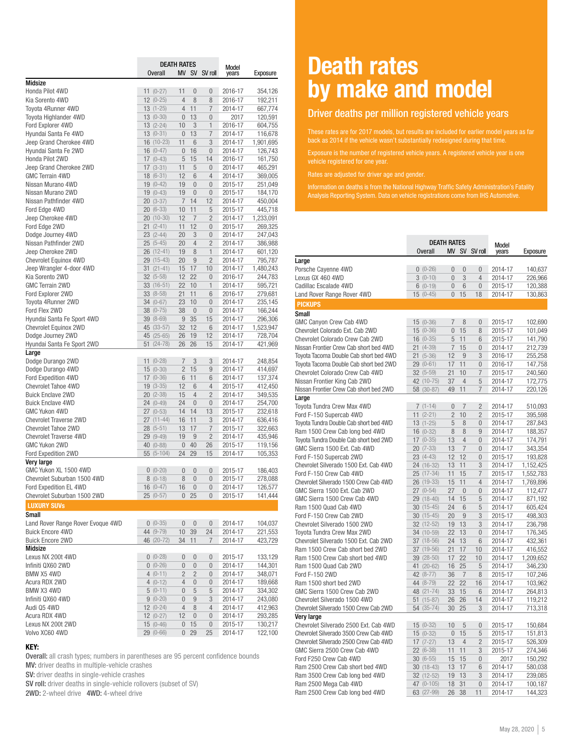# Death rates by make and model

## Driver deaths per million registered vehicle years

These rates are for 2017 models, but results are included for earlier model years as far back as 2014 if the vehicle wasn't substantially redesigned during that time.

Exposure is the number of registered vehicle years. A registered vehicle year is one vehicle registered for one year.

Rates are adjusted for driver age and gender.

Information on deaths is from the National Highway Traffic Safety Administration's Fatality Analysis Reporting System. Data on vehicle registrations come from IHS Automotive.

| | DEATH RATES | | | | | Model years | Exposure |
|---|---|---|---|---|---|---|---|
| | Overall | | MV | SV | SV roll | | |
| **Midsize** | | | | | | | |
| Honda Pilot 4WD | 11 | (0-27) | 11 | 0 | 0 | 2016-17 | 354,126 |
| Kia Sorento 4WD | 12 | (0-25) | 4 | 8 | 8 | 2016-17 | 192,211 |
| Toyota 4Runner 4WD | 13 | (1-25) | 4 | 11 | 7 | 2014-17 | 667,774 |
| Toyota Highlander 4WD | 13 | (0-30) | 0 | 13 | 0 | 2017 | 120,591 |
| Ford Explorer 4WD | 13 | (2-24) | 10 | 3 | 1 | 2016-17 | 604,755 |
| Hyundai Santa Fe 4WD | 13 | (0-31) | 0 | 13 | 7 | 2014-17 | 116,678 |
| Jeep Grand Cherokee 4WD | 16 | (10-23) | 11 | 6 | 3 | 2014-17 | 1,901,695 |
| Hyundai Santa Fe 2WD | 16 | (0-47) | 0 | 16 | 0 | 2014-17 | 126,743 |
| Honda Pilot 2WD | 17 | (0-43) | 5 | 15 | 14 | 2016-17 | 161,750 |
| Jeep Grand Cherokee 2WD | 17 | (3-31) | 11 | 5 | 0 | 2014-17 | 465,291 |
| GMC Terrain 4WD | 18 | (6-31) | 12 | 6 | 4 | 2014-17 | 369,005 |
| Nissan Murano 4WD | 19 | (0-42) | 19 | 0 | 0 | 2015-17 | 251,049 |
| Nissan Murano 2WD | 19 | (0-43) | 19 | 0 | 0 | 2015-17 | 184,170 |
| Nissan Pathfinder 4WD | 20 | (3-37) | 7 | 14 | 12 | 2014-17 | 450,004 |
| Ford Edge 4WD | 20 | (6-33) | 10 | 11 | 5 | 2015-17 | 445,718 |
| Jeep Cherokee 4WD | 20 | (10-30) | 12 | 7 | 2 | 2014-17 | 1,233,091 |
| Ford Edge 2WD | 21 | (2-41) | 11 | 12 | 0 | 2015-17 | 269,325 |
| Dodge Journey 4WD | 23 | (2-44) | 20 | 3 | 0 | 2014-17 | 247,043 |
| Nissan Pathfinder 2WD | 25 | (5-45) | 20 | 4 | 2 | 2014-17 | 386,988 |
| Jeep Cherokee 2WD | 26 | (12-41) | 19 | 8 | 1 | 2014-17 | 601,120 |
| Chevrolet Equinox 4WD | 29 | (15-43) | 20 | 9 | 2 | 2014-17 | 795,787 |
| Jeep Wrangler 4-door 4WD | 31 | (21-41) | 15 | 17 | 10 | 2014-17 | 1,480,243 |
| Kia Sorento 2WD | 32 | (5-58) | 12 | 22 | 0 | 2016-17 | 244,783 |
| GMC Terrain 2WD | 33 | (16-51) | 22 | 10 | 1 | 2014-17 | 595,721 |
| Ford Explorer 2WD | 33 | (8-58) | 21 | 11 | 6 | 2016-17 | 279,681 |
| Toyota 4Runner 2WD | 34 | (0-67) | 23 | 10 | 0 | 2014-17 | 235,145 |
| Ford Flex 2WD | 38 | (0-75) | 38 | 0 | 0 | 2014-17 | 166,244 |
| Hyundai Santa Fe Sport 4WD | 39 | (8-69) | 9 | 35 | 15 | 2014-17 | 296,306 |
| Chevrolet Equinox 2WD | 45 | (33-57) | 32 | 12 | 6 | 2014-17 | 1,523,947 |
| Dodge Journey 2WD | 45 | (25-65) | 26 | 19 | 12 | 2014-17 | 728,704 |
| Hyundai Santa Fe Sport 2WD | 51 | (24-78) | 26 | 26 | 15 | 2014-17 | 421,969 |
| **Large** | | | | | | | |
| Dodge Durango 2WD | 11 | (0-28) | 7 | 3 | 3 | 2014-17 | 248,854 |
| Dodge Durango 4WD | 15 | (0-30) | 2 | 15 | 9 | 2014-17 | 414,697 |
| Ford Expedition 4WD | 17 | (0-36) | 6 | 11 | 6 | 2014-17 | 137,374 |
| Chevrolet Tahoe 4WD | 19 | (3-35) | 12 | 6 | 4 | 2015-17 | 412,450 |
| Buick Enclave 2WD | 20 | (2-38) | 15 | 4 | 2 | 2014-17 | 349,535 |
| Buick Enclave 4WD | 24 | (0-49) | 24 | 0 | 0 | 2014-17 | 254,700 |
| GMC Yukon 4WD | 27 | (0-53) | 14 | 14 | 13 | 2015-17 | 232,618 |
| Chevrolet Traverse 2WD | 27 | (11-44) | 16 | 11 | 3 | 2014-17 | 636,416 |
| Chevrolet Tahoe 2WD | 28 | (5-51) | 13 | 17 | 7 | 2015-17 | 322,663 |
| Chevrolet Traverse 4WD | 29 | (9-49) | 19 | 9 | 2 | 2014-17 | 435,946 |
| GMC Yukon 2WD | 40 | (0-88) | 0 | 40 | 26 | 2015-17 | 119,156 |
| Ford Expedition 2WD | 55 | (5-104) | 24 | 29 | 15 | 2014-17 | 105,353 |
| **Very large** | | | | | | | |
| GMC Yukon XL 1500 4WD | 0 | (0-20) | 0 | 0 | 0 | 2015-17 | 186,403 |
| Chevrolet Suburban 1500 4WD | 8 | (0-18) | 8 | 0 | 0 | 2015-17 | 278,088 |
| Ford Expedition EL 4WD | 16 | (0-47) | 16 | 0 | 0 | 2014-17 | 126,577 |
| Chevrolet Suburban 1500 2WD | 25 | (0-57) | 0 | 25 | 0 | 2015-17 | 141,444 |
| **LUXURY SUVs** | | | | | | | |
| **Small** | | | | | | | |
| Land Rover Range Rover Evoque 4WD | 0 | (0-35) | 0 | 0 | 0 | 2014-17 | 104,037 |
| Buick Encore 4WD | 44 | (9-79) | 10 | 39 | 24 | 2014-17 | 221,553 |
| Buick Encore 2WD | 46 | (20-72) | 34 | 11 | 7 | 2014-17 | 423,729 |
| **Midsize** | | | | | | | |
| Lexus NX 200t 4WD | 0 | (0-28) | 0 | 0 | 0 | 2015-17 | 133,129 |
| Infiniti QX60 2WD | 0 | (0-26) | 0 | 0 | 0 | 2014-17 | 144,301 |
| BMW X5 4WD | 4 | (0-11) | 2 | 2 | 0 | 2014-17 | 348,071 |
| Acura RDX 2WD | 4 | (0-12) | 4 | 0 | 0 | 2014-17 | 189,668 |
| BMW X3 4WD | 5 | (0-11) | 0 | 5 | 5 | 2014-17 | 334,302 |
| Infiniti QX60 4WD | 9 | (0-20) | 0 | 9 | 3 | 2014-17 | 243,080 |
| Audi Q5 4WD | 12 | (0-24) | 4 | 8 | 4 | 2014-17 | 412,963 |
| Acura RDX 4WD | 12 | (0-27) | 12 | 0 | 0 | 2014-17 | 293,285 |
| Lexus NX 200t 2WD | 15 | (0-46) | 0 | 15 | 0 | 2015-17 | 130,217 |
| Volvo XC60 4WD | 29 | (0-66) | 0 | 29 | 25 | 2014-17 | 122,100 |
| **Large** | | | | | | | |
| Porsche Cayenne 4WD | 0 | (0-26) | 0 | 0 | 0 | 2014-17 | 140,637 |
| Lexus GX 460 4WD | 3 | (0-10) | 0 | 3 | 4 | 2014-17 | 226,966 |
| Cadillac Escalade 4WD | 6 | (0-19) | 0 | 6 | 0 | 2015-17 | 120,388 |
| Land Rover Range Rover 4WD | 15 | (0-45) | 0 | 15 | 18 | 2014-17 | 130,863 |
| **PICKUPS** | | | | | | | |
| **Small** | | | | | | | |
| GMC Canyon Crew Cab 4WD | 15 | (0-36) | 7 | 8 | 0 | 2015-17 | 102,690 |
| Chevrolet Colorado Ext. Cab 2WD | 15 | (0-36) | 0 | 15 | 8 | 2015-17 | 101,049 |
| Chevrolet Colorado Crew Cab 2WD | 16 | (0-35) | 5 | 11 | 6 | 2015-17 | 141,790 |
| Nissan Frontier Crew Cab short bed 4WD | 21 | (4-39) | 7 | 15 | 0 | 2014-17 | 212,739 |
| Toyota Tacoma Double Cab short bed 4WD | 21 | (5-36) | 12 | 9 | 3 | 2016-17 | 255,258 |
| Toyota Tacoma Double Cab short bed 2WD | 29 | (0-61) | 17 | 11 | 0 | 2016-17 | 147,758 |
| Chevrolet Colorado Crew Cab 4WD | 32 | (5-59) | 21 | 10 | 7 | 2015-17 | 240,560 |
| Nissan Frontier King Cab 2WD | 42 | (10-75) | 37 | 4 | 5 | 2014-17 | 172,775 |
| Nissan Frontier Crew Cab short bed 2WD | 58 | (30-87) | 49 | 11 | 7 | 2014-17 | 220,126 |
| **Large** | | | | | | | |
| Toyota Tundra Crew Max 4WD | 7 | (1-14) | 0 | 7 | 2 | 2014-17 | 510,093 |
| Ford F-150 Supercab 4WD | 11 | (2-21) | 2 | 10 | 2 | 2015-17 | 395,598 |
| Toyota Tundra Double Cab short bed 4WD | 13 | (1-25) | 5 | 8 | 0 | 2014-17 | 287,843 |
| Ram 1500 Crew Cab long bed 4WD | 16 | (0-32) | 8 | 8 | 9 | 2014-17 | 188,357 |
| Toyota Tundra Double Cab short bed 2WD | 17 | (0-35) | 13 | 4 | 0 | 2014-17 | 174,791 |
| GMC Sierra 1500 Ext. Cab 4WD | 20 | (7-33) | 13 | 7 | 0 | 2014-17 | 343,354 |
| Ford F-150 Supercab 2WD | 23 | (4-43) | 12 | 12 | 0 | 2015-17 | 193,828 |
| Chevrolet Silverado 1500 Ext. Cab 4WD | 24 | (16-32) | 13 | 11 | 3 | 2014-17 | 1,152,425 |
| Ford F-150 Crew Cab 4WD | 25 | (17-34) | 11 | 15 | 7 | 2015-17 | 1,552,783 |
| Chevrolet Silverado 1500 Crew Cab 4WD | 26 | (19-33) | 15 | 11 | 4 | 2014-17 | 1,769,896 |
| GMC Sierra 1500 Ext. Cab 2WD | 27 | (0-54) | 27 | 0 | 0 | 2014-17 | 112,477 |
| GMC Sierra 1500 Crew Cab 4WD | 29 | (18-40) | 14 | 15 | 5 | 2014-17 | 871,192 |
| Ram 1500 Quad Cab 4WD | 30 | (15-45) | 24 | 6 | 5 | 2014-17 | 605,424 |
| Ford F-150 Crew Cab 2WD | 30 | (15-45) | 20 | 9 | 3 | 2015-17 | 498,303 |
| Chevrolet Silverado 1500 2WD | 32 | (12-52) | 19 | 13 | 3 | 2014-17 | 236,798 |
| Toyota Tundra Crew Max 2WD | 34 | (10-59) | 22 | 13 | 0 | 2014-17 | 176,345 |
| Chevrolet Silverado 1500 Ext. Cab 2WD | 37 | (18-56) | 24 | 13 | 6 | 2014-17 | 432,361 |
| Ram 1500 Crew Cab short bed 2WD | 37 | (19-56) | 21 | 17 | 10 | 2014-17 | 416,552 |
| Ram 1500 Crew Cab short bed 4WD | 39 | (28-50) | 17 | 22 | 10 | 2014-17 | 1,209,652 |
| Ram 1500 Quad Cab 2WD | 41 | (20-62) | 16 | 25 | 5 | 2014-17 | 346,230 |
| Ford F-150 2WD | 42 | (8-77) | 36 | 7 | 8 | 2015-17 | 107,246 |
| Ram 1500 short bed 2WD | 44 | (8-79) | 22 | 22 | 16 | 2014-17 | 103,962 |
| GMC Sierra 1500 Crew Cab 2WD | 48 | (21-74) | 33 | 15 | 6 | 2014-17 | 264,813 |
| Chevrolet Silverado 1500 4WD | 51 | (15-87) | 26 | 26 | 14 | 2014-17 | 119,212 |
| Chevrolet Silverado 1500 Crew Cab 2WD | 54 | (35-74) | 30 | 25 | 3 | 2014-17 | 713,318 |
| **Very large** | | | | | | | |
| Chevrolet Silverado 2500 Ext. Cab 4WD | 15 | (0-32) | 10 | 5 | 0 | 2015-17 | 150,684 |
| Chevrolet Silverado 3500 Crew Cab 4WD | 15 | (0-32) | 0 | 15 | 5 | 2015-17 | 151,813 |
| Chevrolet Silverado 2500 Crew Cab 4WD | 17 | (7-27) | 13 | 4 | 2 | 2015-17 | 526,309 |
| GMC Sierra 2500 Crew Cab 4WD | 22 | (6-38) | 11 | 11 | 3 | 2015-17 | 274,346 |
| Ford F250 Crew Cab 4WD | 30 | (6-55) | 15 | 15 | 0 | 2017 | 150,292 |
| Ram 2500 Crew Cab short bed 4WD | 30 | (18-43) | 13 | 17 | 6 | 2014-17 | 580,038 |
| Ram 3500 Crew Cab long bed 4WD | 32 | (12-52) | 19 | 13 | 3 | 2014-17 | 239,085 |
| Ram 2500 Mega Cab 4WD | 47 | (0-105) | 18 | 31 | 0 | 2014-17 | 100,187 |
| Ram 2500 Crew Cab long bed 4WD | 63 | (27-99) | 26 | 38 | 11 | 2014-17 | 144,323 |

**KEY:**

**Overall:** all crash types; numbers in parentheses are 95 percent confidence bounds

**MV:** driver deaths in multiple-vehicle crashes

**SV:** driver deaths in single-vehicle crashes

**SV roll:** driver deaths in single-vehicle rollovers (subset of SV)

**2WD:** 2-wheel drive **4WD:** 4-wheel drive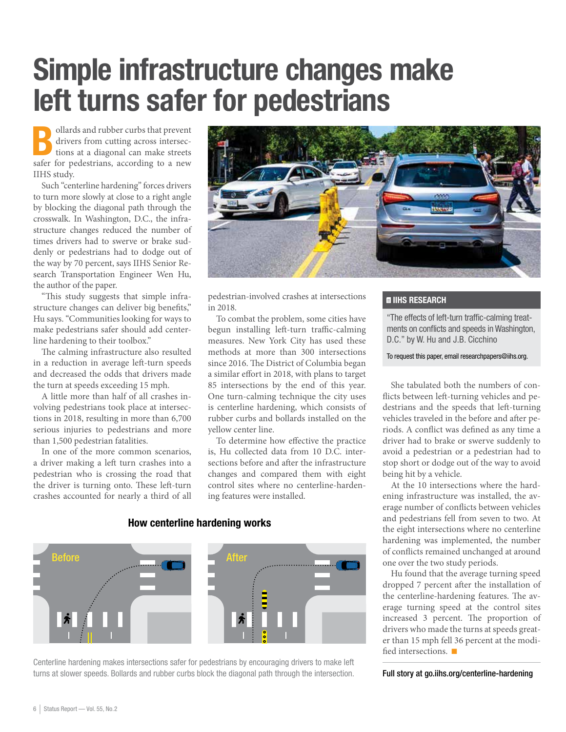# Simple infrastructure changes make left turns safer for pedestrians

Bollards and rubber curbs that prevent drivers from cutting across intersections at a diagonal can make streets safer for pedestrians, according to a new IIHS study.

Such "centerline hardening" forces drivers to turn more slowly at close to a right angle by blocking the diagonal path through the crosswalk. In Washington, D.C., the infrastructure changes reduced the number of times drivers had to swerve or brake suddenly or pedestrians had to dodge out of the way by 70 percent, says IIHS Senior Research Transportation Engineer Wen Hu, the author of the paper.

"This study suggests that simple infrastructure changes can deliver big benefits," Hu says. "Communities looking for ways to make pedestrians safer should add centerline hardening to their toolbox."

The calming infrastructure also resulted in a reduction in average left-turn speeds and decreased the odds that drivers made the turn at speeds exceeding 15 mph.

A little more than half of all crashes involving pedestrians took place at intersections in 2018, resulting in more than 6,700 serious injuries to pedestrians and more than 1,500 pedestrian fatalities.

In one of the more common scenarios, a driver making a left turn crashes into a pedestrian who is crossing the road that the driver is turning onto. These left-turn crashes accounted for nearly a third of all pedestrian-involved crashes at intersections in 2018.

To combat the problem, some cities have begun installing left-turn traffic-calming measures. New York City has used these methods at more than 300 intersections since 2016. The District of Columbia began a similar effort in 2018, with plans to target 85 intersections by the end of this year. One turn-calming technique the city uses is centerline hardening, which consists of rubber curbs and bollards installed on the yellow center line.

To determine how effective the practice is, Hu collected data from 10 D.C. intersections before and after the infrastructure changes and compared them with eight control sites where no centerline-hardening features were installed.

### How centerline hardening works

Before

After

Centerline hardening makes intersections safer for pedestrians by encouraging drivers to make left turns at slower speeds. Bollards and rubber curbs block the diagonal path through the intersection.

She tabulated both the numbers of conflicts between left-turning vehicles and pedestrians and the speeds that left-turning vehicles traveled in the before and after periods. A conflict was defined as any time a driver had to brake or swerve suddenly to avoid a pedestrian or a pedestrian had to stop short or dodge out of the way to avoid being hit by a vehicle.

At the 10 intersections where the hardening infrastructure was installed, the average number of conflicts between vehicles and pedestrians fell from seven to two. At the eight intersections where no centerline hardening was implemented, the number of conflicts remained unchanged at around one over the two study periods.

Hu found that the average turning speed dropped 7 percent after the installation of the centerline-hardening features. The average turning speed at the control sites increased 3 percent. The proportion of drivers who made the turns at speeds greater than 15 mph fell 36 percent at the modified intersections.

**IIHS RESEARCH**

"The effects of left-turn traffic-calming treatments on conflicts and speeds in Washington, D.C." by W. Hu and J.B. Cicchino

To request this paper, email researchpapers@iihs.org.

**Full story at go.iihs.org/centerline-hardening**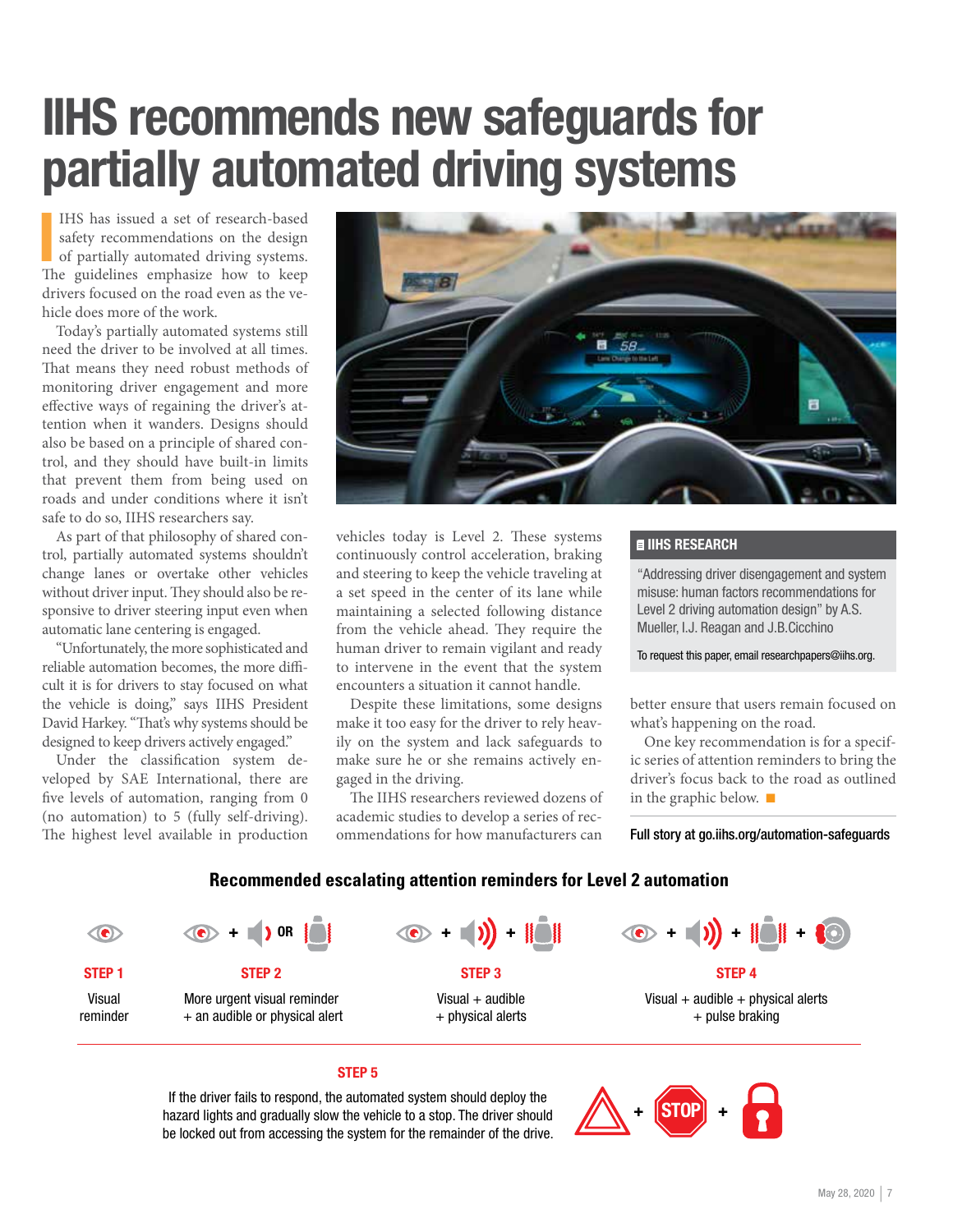# IIHS recommends new safeguards for partially automated driving systems

IIHS has issued a set of research-based safety recommendations on the design of partially automated driving systems. The guidelines emphasize how to keep drivers focused on the road even as the vehicle does more of the work.

Today's partially automated systems still need the driver to be involved at all times. That means they need robust methods of monitoring driver engagement and more effective ways of regaining the driver's attention when it wanders. Designs should also be based on a principle of shared control, and they should have built-in limits that prevent them from being used on roads and under conditions where it isn't safe to do so, IIHS researchers say.

As part of that philosophy of shared control, partially automated systems shouldn't change lanes or overtake other vehicles without driver input. They should also be responsive to driver steering input even when automatic lane centering is engaged.

"Unfortunately, the more sophisticated and reliable automation becomes, the more difficult it is for drivers to stay focused on what the vehicle is doing," says IIHS President David Harkey. "That's why systems should be designed to keep drivers actively engaged."

Under the classification system developed by SAE International, there are five levels of automation, ranging from 0 (no automation) to 5 (fully self-driving). The highest level available in production vehicles today is Level 2. These systems continuously control acceleration, braking and steering to keep the vehicle traveling at a set speed in the center of its lane while maintaining a selected following distance from the vehicle ahead. They require the human driver to remain vigilant and ready to intervene in the event that the system encounters a situation it cannot handle.

Despite these limitations, some designs make it too easy for the driver to rely heavily on the system and lack safeguards to make sure he or she remains actively engaged in the driving.

The IIHS researchers reviewed dozens of academic studies to develop a series of recommendations for how manufacturers can better ensure that users remain focused on what's happening on the road.

One key recommendation is for a specific series of attention reminders to bring the driver's focus back to the road as outlined in the graphic below.

Full story at go.iihs.org/automation-safeguards

**IIHS RESEARCH**

"Addressing driver disengagement and system misuse: human factors recommendations for Level 2 driving automation design" by A.S. Mueller, I.J. Reagan and J.B.Cicchino

To request this paper, email researchpapers@iihs.org.

## Recommended escalating attention reminders for Level 2 automation

**STEP 1**
Visual reminder

**STEP 2**
More urgent visual reminder + an audible or physical alert

**STEP 3**
Visual + audible + physical alerts

**STEP 4**
Visual + audible + physical alerts + pulse braking

**STEP 5**
If the driver fails to respond, the automated system should deploy the hazard lights and gradually slow the vehicle to a stop. The driver should be locked out from accessing the system for the remainder of the drive.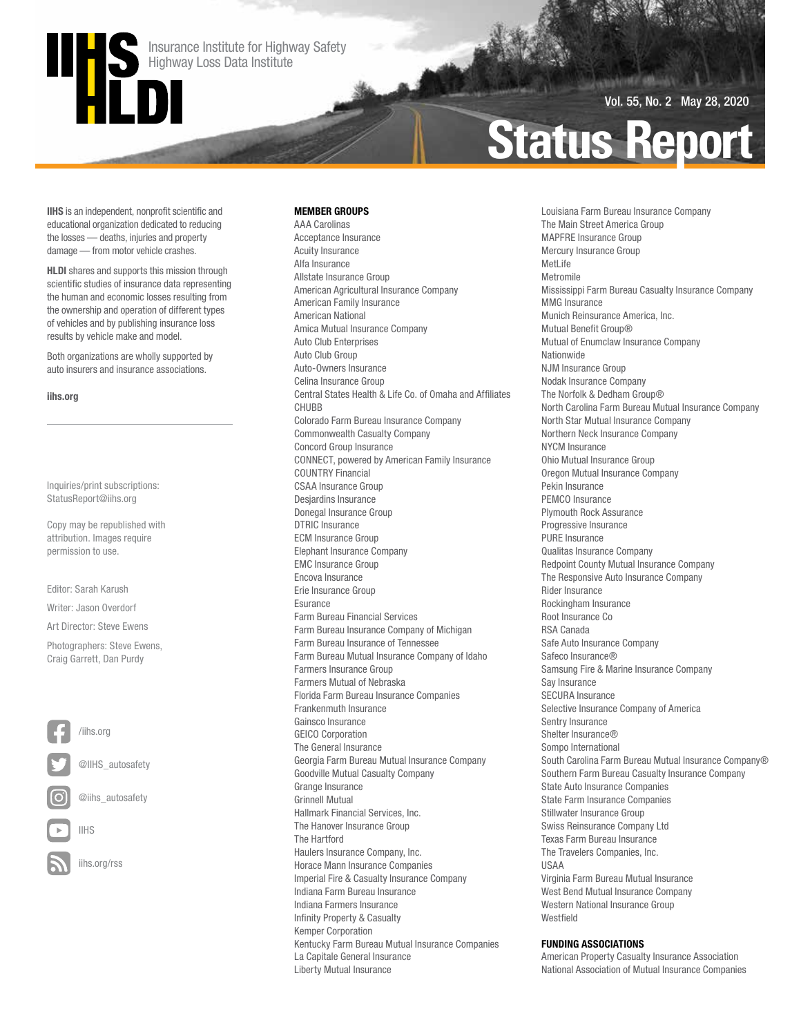Insurance Institute for Highway Safety
Highway Loss Data Institute

# Status Report

Vol. 55, No. 2 May 28, 2020

**IIHS** is an independent, nonprofit scientific and educational organization dedicated to reducing the losses — deaths, injuries and property damage — from motor vehicle crashes.

**HLDI** shares and supports this mission through scientific studies of insurance data representing the human and economic losses resulting from the ownership and operation of different types of vehicles and by publishing insurance loss results by vehicle make and model.

Both organizations are wholly supported by auto insurers and insurance associations.

**iihs.org**

Inquiries/print subscriptions:
StatusReport@iihs.org

Copy may be republished with attribution. Images require permission to use.

Editor: Sarah Karush
Writer: Jason Overdorf
Art Director: Steve Ewens
Photographers: Steve Ewens, Craig Garrett, Dan Purdy

/iihs.org
@IIHS_autosafety
@iihs_autosafety
IIHS
iihs.org/rss

**MEMBER GROUPS**

AAA Carolinas
Acceptance Insurance
Acuity Insurance
Alfa Insurance
Allstate Insurance Group
American Agricultural Insurance Company
American Family Insurance
American National
Amica Mutual Insurance Company
Auto Club Enterprises
Auto Club Group
Auto-Owners Insurance
Celina Insurance Group
Central States Health & Life Co. of Omaha and Affiliates
CHUBB
Colorado Farm Bureau Insurance Company
Commonwealth Casualty Company
Concord Group Insurance
CONNECT, powered by American Family Insurance
COUNTRY Financial
CSAA Insurance Group
Desjardins Insurance
Donegal Insurance Group
DTRIC Insurance
ECM Insurance Group
Elephant Insurance Company
EMC Insurance Group
Encova Insurance
Erie Insurance Group
Esurance
Farm Bureau Financial Services
Farm Bureau Insurance Company of Michigan
Farm Bureau Insurance of Tennessee
Farm Bureau Mutual Insurance Company of Idaho
Farmers Insurance Group
Farmers Mutual of Nebraska
Florida Farm Bureau Insurance Companies
Frankenmuth Insurance
Gainsco Insurance
GEICO Corporation
The General Insurance
Georgia Farm Bureau Mutual Insurance Company
Goodville Mutual Casualty Company
Grange Insurance
Grinnell Mutual
Hallmark Financial Services, Inc.
The Hanover Insurance Group
The Hartford
Haulers Insurance Company, Inc.
Horace Mann Insurance Companies
Imperial Fire & Casualty Insurance Company
Indiana Farm Bureau Insurance
Indiana Farmers Insurance
Infinity Property & Casualty
Kemper Corporation
Kentucky Farm Bureau Mutual Insurance Companies
La Capitale General Insurance
Liberty Mutual Insurance
Louisiana Farm Bureau Insurance Company
The Main Street America Group
MAPFRE Insurance Group
Mercury Insurance Group
MetLife
Metromile
Mississippi Farm Bureau Casualty Insurance Company
MMG Insurance
Munich Reinsurance America, Inc.
Mutual Benefit Group®
Mutual of Enumclaw Insurance Company
Nationwide
NJM Insurance Group
Nodak Insurance Company
The Norfolk & Dedham Group®
North Carolina Farm Bureau Mutual Insurance Company
North Star Mutual Insurance Company
Northern Neck Insurance Company
NYCM Insurance
Ohio Mutual Insurance Group
Oregon Mutual Insurance Company
Pekin Insurance
PEMCO Insurance
Plymouth Rock Assurance
Progressive Insurance
PURE Insurance
Qualitas Insurance Company
Redpoint County Mutual Insurance Company
The Responsive Auto Insurance Company
Rider Insurance
Rockingham Insurance
Root Insurance Co
RSA Canada
Safe Auto Insurance Company
Safeco Insurance®
Samsung Fire & Marine Insurance Company
Say Insurance
SECURA Insurance
Selective Insurance Company of America
Sentry Insurance
Shelter Insurance®
Sompo International
South Carolina Farm Bureau Mutual Insurance Company®
Southern Farm Bureau Casualty Insurance Company
State Auto Insurance Companies
State Farm Insurance Companies
Stillwater Insurance Group
Swiss Reinsurance Company Ltd
Texas Farm Bureau Insurance
The Travelers Companies, Inc.
USAA
Virginia Farm Bureau Mutual Insurance
West Bend Mutual Insurance Company
Western National Insurance Group
Westfield

**FUNDING ASSOCIATIONS**

American Property Casualty Insurance Association
National Association of Mutual Insurance Companies